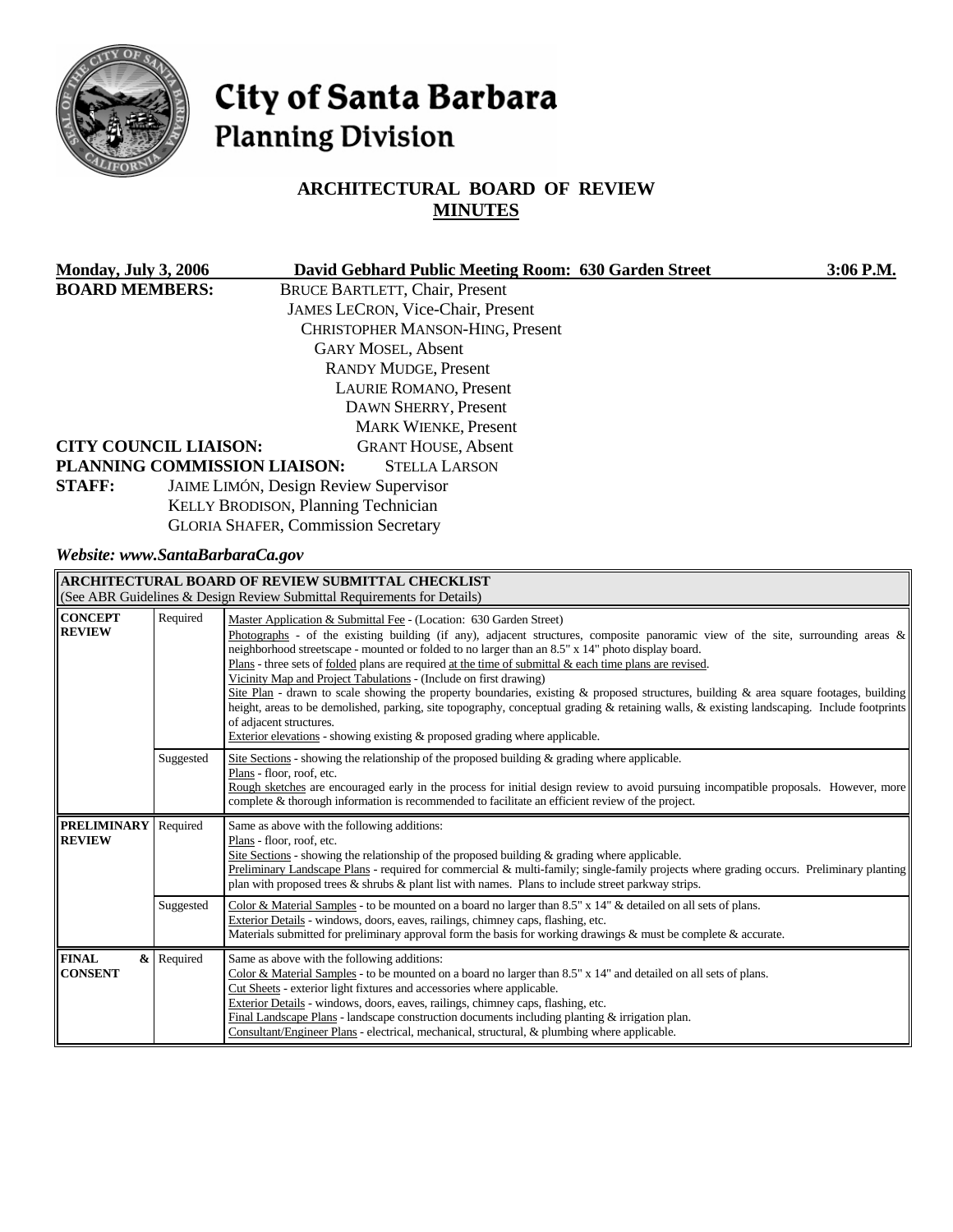# City of Santa Barbara
## Planning Division

## ARCHITECTURAL BOARD OF REVIEW
## MINUTES

**Monday, July 3, 2006** | **David Gebhard Public Meeting Room: 630 Garden Street** | **3:06 P.M.**

**BOARD MEMBERS:**
- BRUCE BARTLETT, Chair, Present
- JAMES LECRON, Vice-Chair, Present
- CHRISTOPHER MANSON-HING, Present
- GARY MOSEL, Absent
- RANDY MUDGE, Present
- LAURIE ROMANO, Present
- DAWN SHERRY, Present
- MARK WIENKE, Present

**CITY COUNCIL LIAISON:** GRANT HOUSE, Absent

**PLANNING COMMISSION LIAISON:** STELLA LARSON

**STAFF:**
- JAIME LIMÓN, Design Review Supervisor
- KELLY BRODISON, Planning Technician
- GLORIA SHAFER, Commission Secretary

*Website: www.SantaBarbaraCa.gov*

| **ARCHITECTURAL BOARD OF REVIEW SUBMITTAL CHECKLIST** (See ABR Guidelines & Design Review Submittal Requirements for Details) | | |
|---|---|---|
| **CONCEPT REVIEW** | Required | Master Application & Submittal Fee - (Location: 630 Garden Street) Photographs - of the existing building (if any), adjacent structures, composite panoramic view of the site, surrounding areas & neighborhood streetscape - mounted or folded to no larger than an 8.5" x 14" photo display board. Plans - three sets of folded plans are required at the time of submittal & each time plans are revised. Vicinity Map and Project Tabulations - (Include on first drawing) Site Plan - drawn to scale showing the property boundaries, existing & proposed structures, building & area square footages, building height, areas to be demolished, parking, site topography, conceptual grading & retaining walls, & existing landscaping. Include footprints of adjacent structures. Exterior elevations - showing existing & proposed grading where applicable. |
| | Suggested | Site Sections - showing the relationship of the proposed building & grading where applicable. Plans - floor, roof, etc. Rough sketches are encouraged early in the process for initial design review to avoid pursuing incompatible proposals. However, more complete & thorough information is recommended to facilitate an efficient review of the project. |
| **PRELIMINARY REVIEW** | Required | Same as above with the following additions: Plans - floor, roof, etc. Site Sections - showing the relationship of the proposed building & grading where applicable. Preliminary Landscape Plans - required for commercial & multi-family; single-family projects where grading occurs. Preliminary planting plan with proposed trees & shrubs & plant list with names. Plans to include street parkway strips. |
| | Suggested | Color & Material Samples - to be mounted on a board no larger than 8.5" x 14" & detailed on all sets of plans. Exterior Details - windows, doors, eaves, railings, chimney caps, flashing, etc. Materials submitted for preliminary approval form the basis for working drawings & must be complete & accurate. |
| **FINAL & CONSENT** | Required | Same as above with the following additions: Color & Material Samples - to be mounted on a board no larger than 8.5" x 14" and detailed on all sets of plans. Cut Sheets - exterior light fixtures and accessories where applicable. Exterior Details - windows, doors, eaves, railings, chimney caps, flashing, etc. Final Landscape Plans - landscape construction documents including planting & irrigation plan. Consultant/Engineer Plans - electrical, mechanical, structural, & plumbing where applicable. |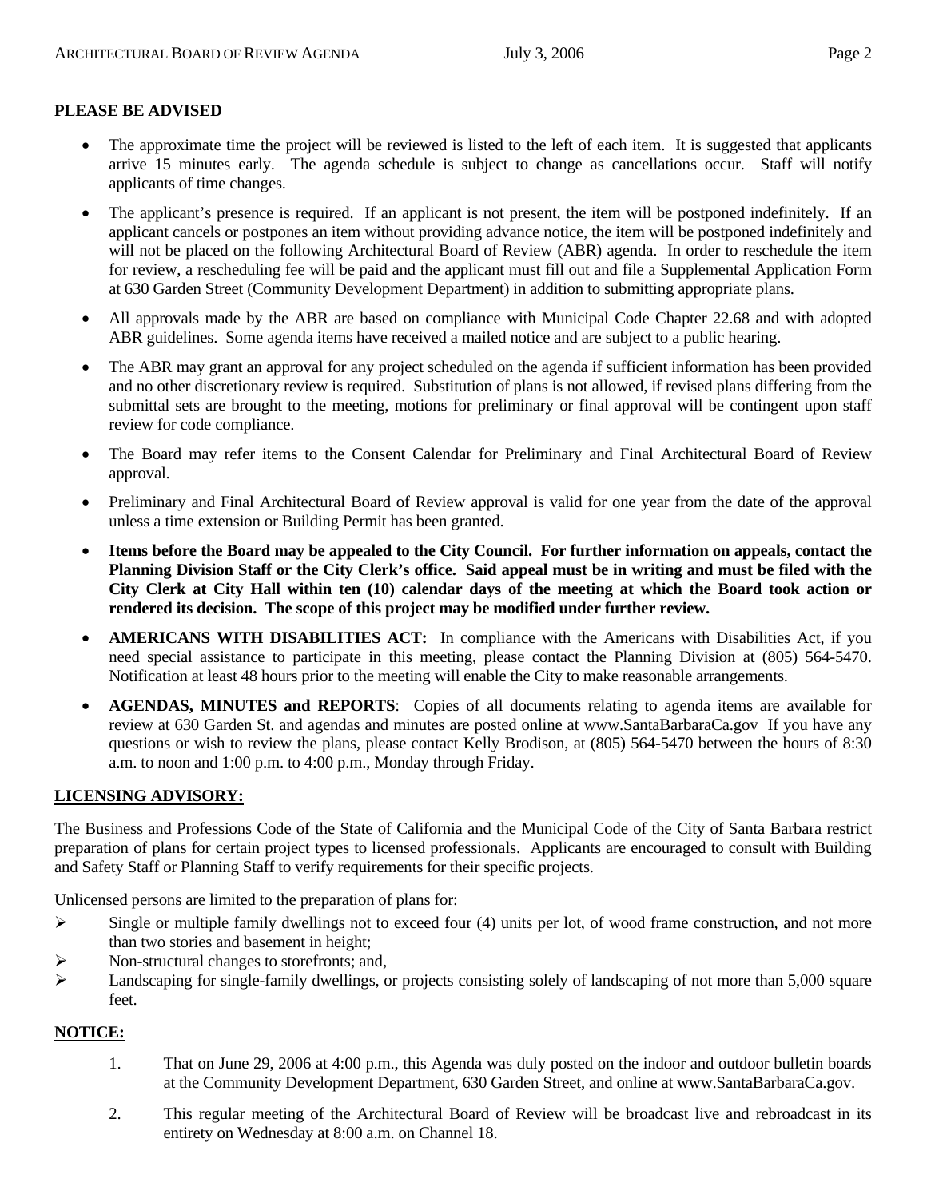**PLEASE BE ADVISED**

- The approximate time the project will be reviewed is listed to the left of each item. It is suggested that applicants arrive 15 minutes early. The agenda schedule is subject to change as cancellations occur. Staff will notify applicants of time changes.
- The applicant's presence is required. If an applicant is not present, the item will be postponed indefinitely. If an applicant cancels or postpones an item without providing advance notice, the item will be postponed indefinitely and will not be placed on the following Architectural Board of Review (ABR) agenda. In order to reschedule the item for review, a rescheduling fee will be paid and the applicant must fill out and file a Supplemental Application Form at 630 Garden Street (Community Development Department) in addition to submitting appropriate plans.
- All approvals made by the ABR are based on compliance with Municipal Code Chapter 22.68 and with adopted ABR guidelines. Some agenda items have received a mailed notice and are subject to a public hearing.
- The ABR may grant an approval for any project scheduled on the agenda if sufficient information has been provided and no other discretionary review is required. Substitution of plans is not allowed, if revised plans differing from the submittal sets are brought to the meeting, motions for preliminary or final approval will be contingent upon staff review for code compliance.
- The Board may refer items to the Consent Calendar for Preliminary and Final Architectural Board of Review approval.
- Preliminary and Final Architectural Board of Review approval is valid for one year from the date of the approval unless a time extension or Building Permit has been granted.
- **Items before the Board may be appealed to the City Council. For further information on appeals, contact the Planning Division Staff or the City Clerk's office. Said appeal must be in writing and must be filed with the City Clerk at City Hall within ten (10) calendar days of the meeting at which the Board took action or rendered its decision. The scope of this project may be modified under further review.**
- **AMERICANS WITH DISABILITIES ACT:** In compliance with the Americans with Disabilities Act, if you need special assistance to participate in this meeting, please contact the Planning Division at (805) 564-5470. Notification at least 48 hours prior to the meeting will enable the City to make reasonable arrangements.
- **AGENDAS, MINUTES and REPORTS**: Copies of all documents relating to agenda items are available for review at 630 Garden St. and agendas and minutes are posted online at www.SantaBarbaraCa.gov If you have any questions or wish to review the plans, please contact Kelly Brodison, at (805) 564-5470 between the hours of 8:30 a.m. to noon and 1:00 p.m. to 4:00 p.m., Monday through Friday.

**LICENSING ADVISORY:**

The Business and Professions Code of the State of California and the Municipal Code of the City of Santa Barbara restrict preparation of plans for certain project types to licensed professionals. Applicants are encouraged to consult with Building and Safety Staff or Planning Staff to verify requirements for their specific projects.

Unlicensed persons are limited to the preparation of plans for:

- Single or multiple family dwellings not to exceed four (4) units per lot, of wood frame construction, and not more than two stories and basement in height;
- Non-structural changes to storefronts; and,
- Landscaping for single-family dwellings, or projects consisting solely of landscaping of not more than 5,000 square feet.

**NOTICE:**

1. That on June 29, 2006 at 4:00 p.m., this Agenda was duly posted on the indoor and outdoor bulletin boards at the Community Development Department, 630 Garden Street, and online at www.SantaBarbaraCa.gov.
2. This regular meeting of the Architectural Board of Review will be broadcast live and rebroadcast in its entirety on Wednesday at 8:00 a.m. on Channel 18.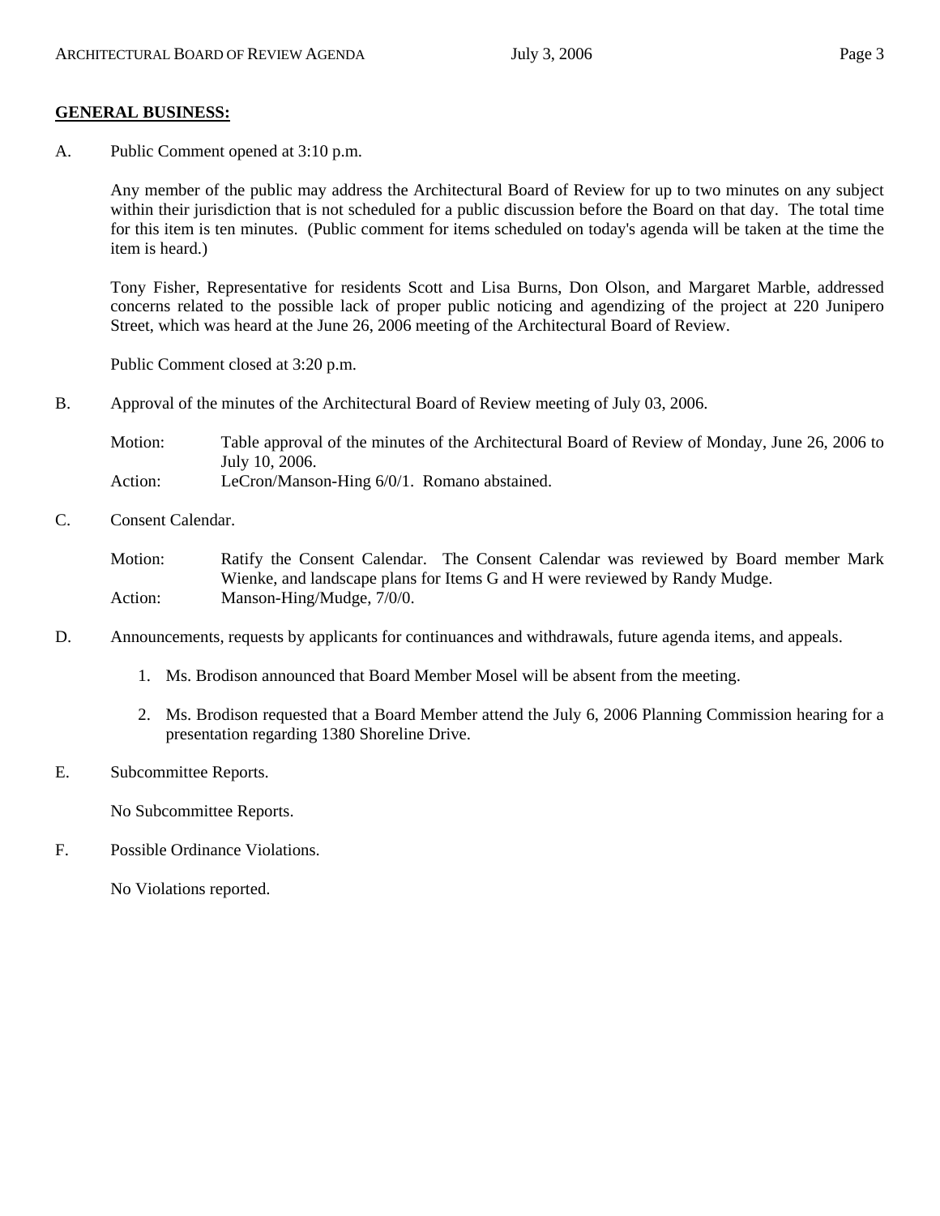**GENERAL BUSINESS:**

A. Public Comment opened at 3:10 p.m.

Any member of the public may address the Architectural Board of Review for up to two minutes on any subject within their jurisdiction that is not scheduled for a public discussion before the Board on that day. The total time for this item is ten minutes. (Public comment for items scheduled on today's agenda will be taken at the time the item is heard.)

Tony Fisher, Representative for residents Scott and Lisa Burns, Don Olson, and Margaret Marble, addressed concerns related to the possible lack of proper public noticing and agendizing of the project at 220 Junipero Street, which was heard at the June 26, 2006 meeting of the Architectural Board of Review.

Public Comment closed at 3:20 p.m.

B. Approval of the minutes of the Architectural Board of Review meeting of July 03, 2006.

Motion: Table approval of the minutes of the Architectural Board of Review of Monday, June 26, 2006 to July 10, 2006.

Action: LeCron/Manson-Hing 6/0/1. Romano abstained.

C. Consent Calendar.

Motion: Ratify the Consent Calendar. The Consent Calendar was reviewed by Board member Mark Wienke, and landscape plans for Items G and H were reviewed by Randy Mudge.

Action: Manson-Hing/Mudge, 7/0/0.

D. Announcements, requests by applicants for continuances and withdrawals, future agenda items, and appeals.

1. Ms. Brodison announced that Board Member Mosel will be absent from the meeting.
2. Ms. Brodison requested that a Board Member attend the July 6, 2006 Planning Commission hearing for a presentation regarding 1380 Shoreline Drive.

E. Subcommittee Reports.

No Subcommittee Reports.

F. Possible Ordinance Violations.

No Violations reported.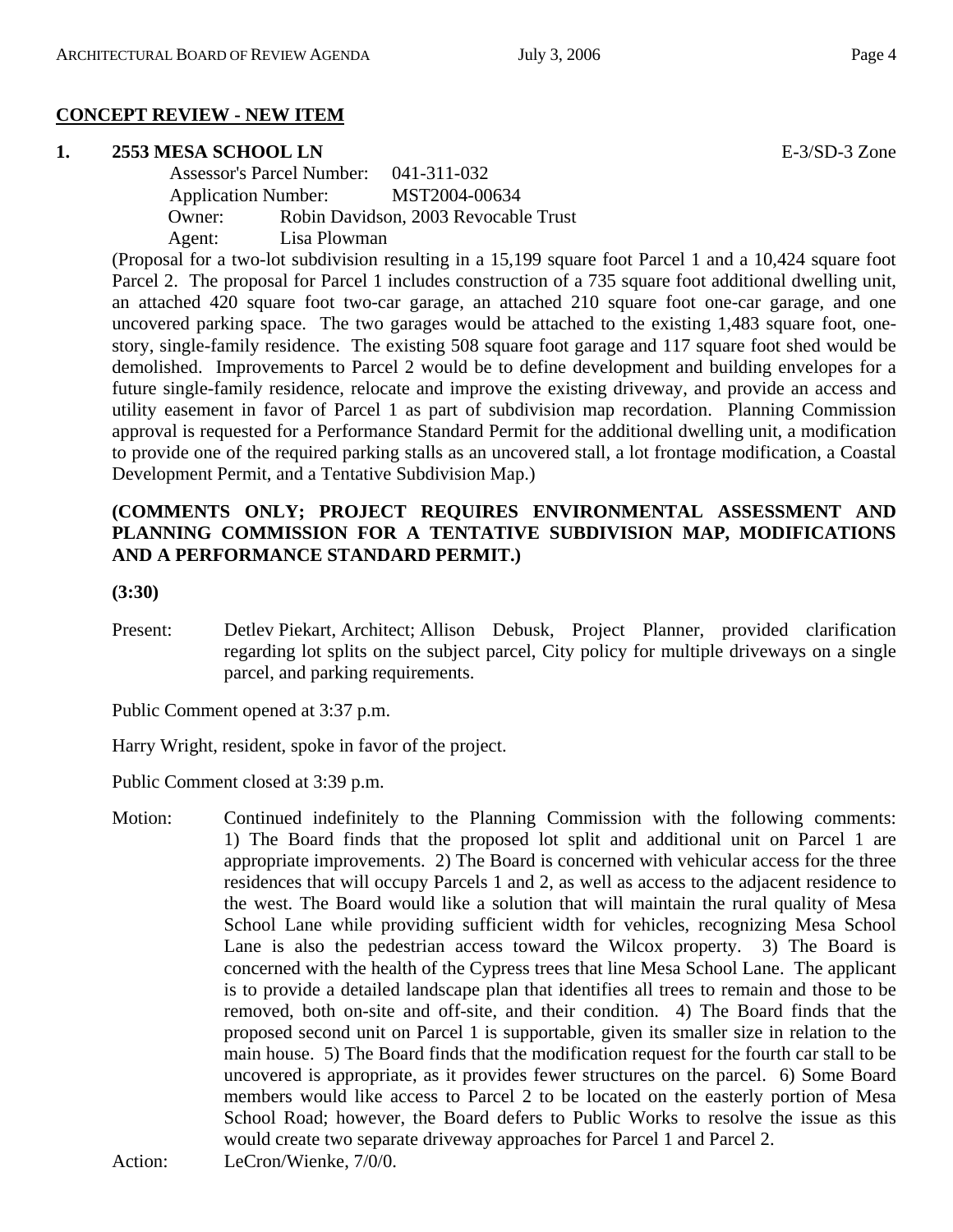## CONCEPT REVIEW - NEW ITEM

**1. 2553 MESA SCHOOL LN** E-3/SD-3 Zone

Assessor's Parcel Number: 041-311-032
Application Number: MST2004-00634
Owner: Robin Davidson, 2003 Revocable Trust
Agent: Lisa Plowman

(Proposal for a two-lot subdivision resulting in a 15,199 square foot Parcel 1 and a 10,424 square foot Parcel 2. The proposal for Parcel 1 includes construction of a 735 square foot additional dwelling unit, an attached 420 square foot two-car garage, an attached 210 square foot one-car garage, and one uncovered parking space. The two garages would be attached to the existing 1,483 square foot, one-story, single-family residence. The existing 508 square foot garage and 117 square foot shed would be demolished. Improvements to Parcel 2 would be to define development and building envelopes for a future single-family residence, relocate and improve the existing driveway, and provide an access and utility easement in favor of Parcel 1 as part of subdivision map recordation. Planning Commission approval is requested for a Performance Standard Permit for the additional dwelling unit, a modification to provide one of the required parking stalls as an uncovered stall, a lot frontage modification, a Coastal Development Permit, and a Tentative Subdivision Map.)

**(COMMENTS ONLY; PROJECT REQUIRES ENVIRONMENTAL ASSESSMENT AND PLANNING COMMISSION FOR A TENTATIVE SUBDIVISION MAP, MODIFICATIONS AND A PERFORMANCE STANDARD PERMIT.)**

**(3:30)**

Present: Detlev Piekart, Architect; Allison Debusk, Project Planner, provided clarification regarding lot splits on the subject parcel, City policy for multiple driveways on a single parcel, and parking requirements.

Public Comment opened at 3:37 p.m.

Harry Wright, resident, spoke in favor of the project.

Public Comment closed at 3:39 p.m.

Motion: Continued indefinitely to the Planning Commission with the following comments: 1) The Board finds that the proposed lot split and additional unit on Parcel 1 are appropriate improvements. 2) The Board is concerned with vehicular access for the three residences that will occupy Parcels 1 and 2, as well as access to the adjacent residence to the west. The Board would like a solution that will maintain the rural quality of Mesa School Lane while providing sufficient width for vehicles, recognizing Mesa School Lane is also the pedestrian access toward the Wilcox property. 3) The Board is concerned with the health of the Cypress trees that line Mesa School Lane. The applicant is to provide a detailed landscape plan that identifies all trees to remain and those to be removed, both on-site and off-site, and their condition. 4) The Board finds that the proposed second unit on Parcel 1 is supportable, given its smaller size in relation to the main house. 5) The Board finds that the modification request for the fourth car stall to be uncovered is appropriate, as it provides fewer structures on the parcel. 6) Some Board members would like access to Parcel 2 to be located on the easterly portion of Mesa School Road; however, the Board defers to Public Works to resolve the issue as this would create two separate driveway approaches for Parcel 1 and Parcel 2.

Action: LeCron/Wienke, 7/0/0.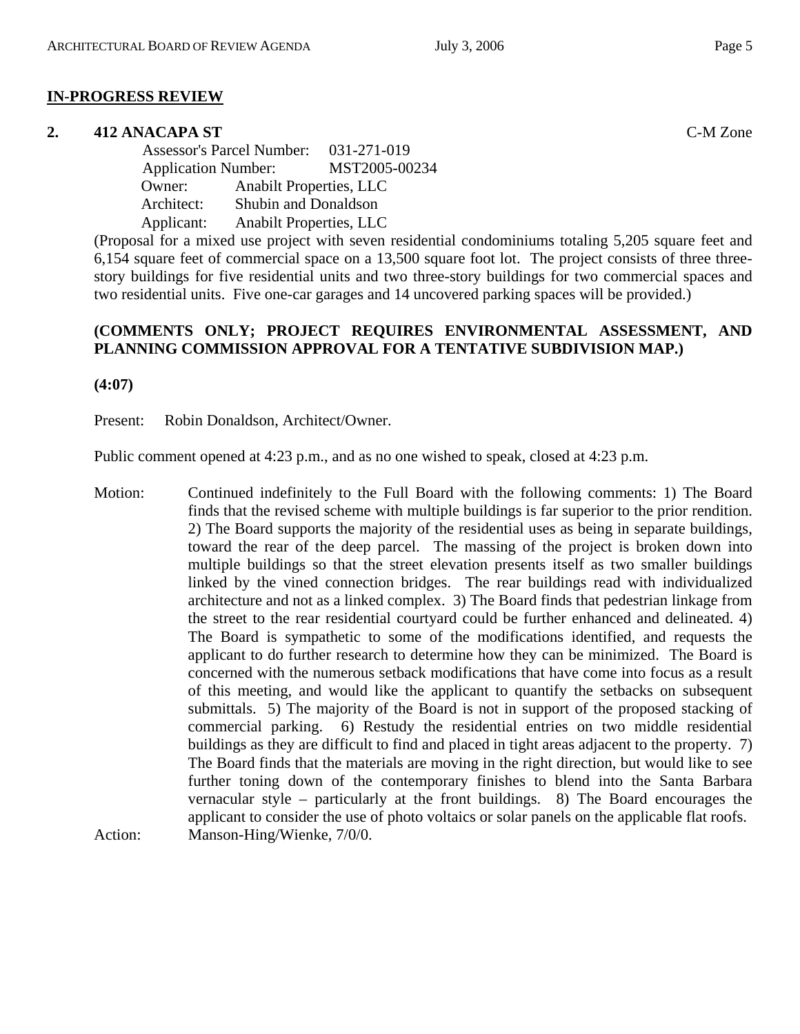## IN-PROGRESS REVIEW

**2. 412 ANACAPA ST** C-M Zone

Assessor's Parcel Number: 031-271-019
Application Number: MST2005-00234
Owner: Anabilt Properties, LLC
Architect: Shubin and Donaldson
Applicant: Anabilt Properties, LLC

(Proposal for a mixed use project with seven residential condominiums totaling 5,205 square feet and 6,154 square feet of commercial space on a 13,500 square foot lot. The project consists of three three-story buildings for five residential units and two three-story buildings for two commercial spaces and two residential units. Five one-car garages and 14 uncovered parking spaces will be provided.)

**(COMMENTS ONLY; PROJECT REQUIRES ENVIRONMENTAL ASSESSMENT, AND PLANNING COMMISSION APPROVAL FOR A TENTATIVE SUBDIVISION MAP.)**

**(4:07)**

Present: Robin Donaldson, Architect/Owner.

Public comment opened at 4:23 p.m., and as no one wished to speak, closed at 4:23 p.m.

Motion: Continued indefinitely to the Full Board with the following comments: 1) The Board finds that the revised scheme with multiple buildings is far superior to the prior rendition. 2) The Board supports the majority of the residential uses as being in separate buildings, toward the rear of the deep parcel. The massing of the project is broken down into multiple buildings so that the street elevation presents itself as two smaller buildings linked by the vined connection bridges. The rear buildings read with individualized architecture and not as a linked complex. 3) The Board finds that pedestrian linkage from the street to the rear residential courtyard could be further enhanced and delineated. 4) The Board is sympathetic to some of the modifications identified, and requests the applicant to do further research to determine how they can be minimized. The Board is concerned with the numerous setback modifications that have come into focus as a result of this meeting, and would like the applicant to quantify the setbacks on subsequent submittals. 5) The majority of the Board is not in support of the proposed stacking of commercial parking. 6) Restudy the residential entries on two middle residential buildings as they are difficult to find and placed in tight areas adjacent to the property. 7) The Board finds that the materials are moving in the right direction, but would like to see further toning down of the contemporary finishes to blend into the Santa Barbara vernacular style – particularly at the front buildings. 8) The Board encourages the applicant to consider the use of photo voltaics or solar panels on the applicable flat roofs.

Action: Manson-Hing/Wienke, 7/0/0.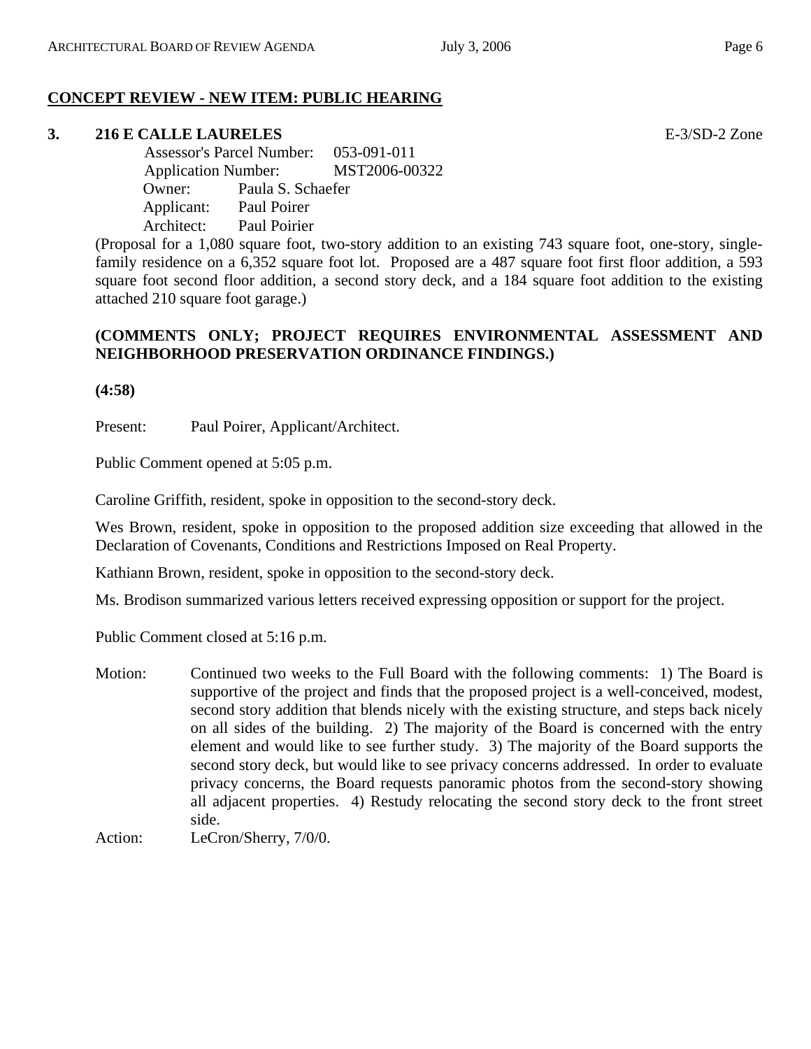## CONCEPT REVIEW - NEW ITEM: PUBLIC HEARING

**3. 216 E CALLE LAURELES** E-3/SD-2 Zone

Assessor's Parcel Number: 053-091-011
Application Number: MST2006-00322
Owner: Paula S. Schaefer
Applicant: Paul Poirer
Architect: Paul Poirier

(Proposal for a 1,080 square foot, two-story addition to an existing 743 square foot, one-story, single-family residence on a 6,352 square foot lot. Proposed are a 487 square foot first floor addition, a 593 square foot second floor addition, a second story deck, and a 184 square foot addition to the existing attached 210 square foot garage.)

**(COMMENTS ONLY; PROJECT REQUIRES ENVIRONMENTAL ASSESSMENT AND NEIGHBORHOOD PRESERVATION ORDINANCE FINDINGS.)**

**(4:58)**

Present: Paul Poirer, Applicant/Architect.

Public Comment opened at 5:05 p.m.

Caroline Griffith, resident, spoke in opposition to the second-story deck.

Wes Brown, resident, spoke in opposition to the proposed addition size exceeding that allowed in the Declaration of Covenants, Conditions and Restrictions Imposed on Real Property.

Kathiann Brown, resident, spoke in opposition to the second-story deck.

Ms. Brodison summarized various letters received expressing opposition or support for the project.

Public Comment closed at 5:16 p.m.

Motion: Continued two weeks to the Full Board with the following comments: 1) The Board is supportive of the project and finds that the proposed project is a well-conceived, modest, second story addition that blends nicely with the existing structure, and steps back nicely on all sides of the building. 2) The majority of the Board is concerned with the entry element and would like to see further study. 3) The majority of the Board supports the second story deck, but would like to see privacy concerns addressed. In order to evaluate privacy concerns, the Board requests panoramic photos from the second-story showing all adjacent properties. 4) Restudy relocating the second story deck to the front street side.

Action: LeCron/Sherry, 7/0/0.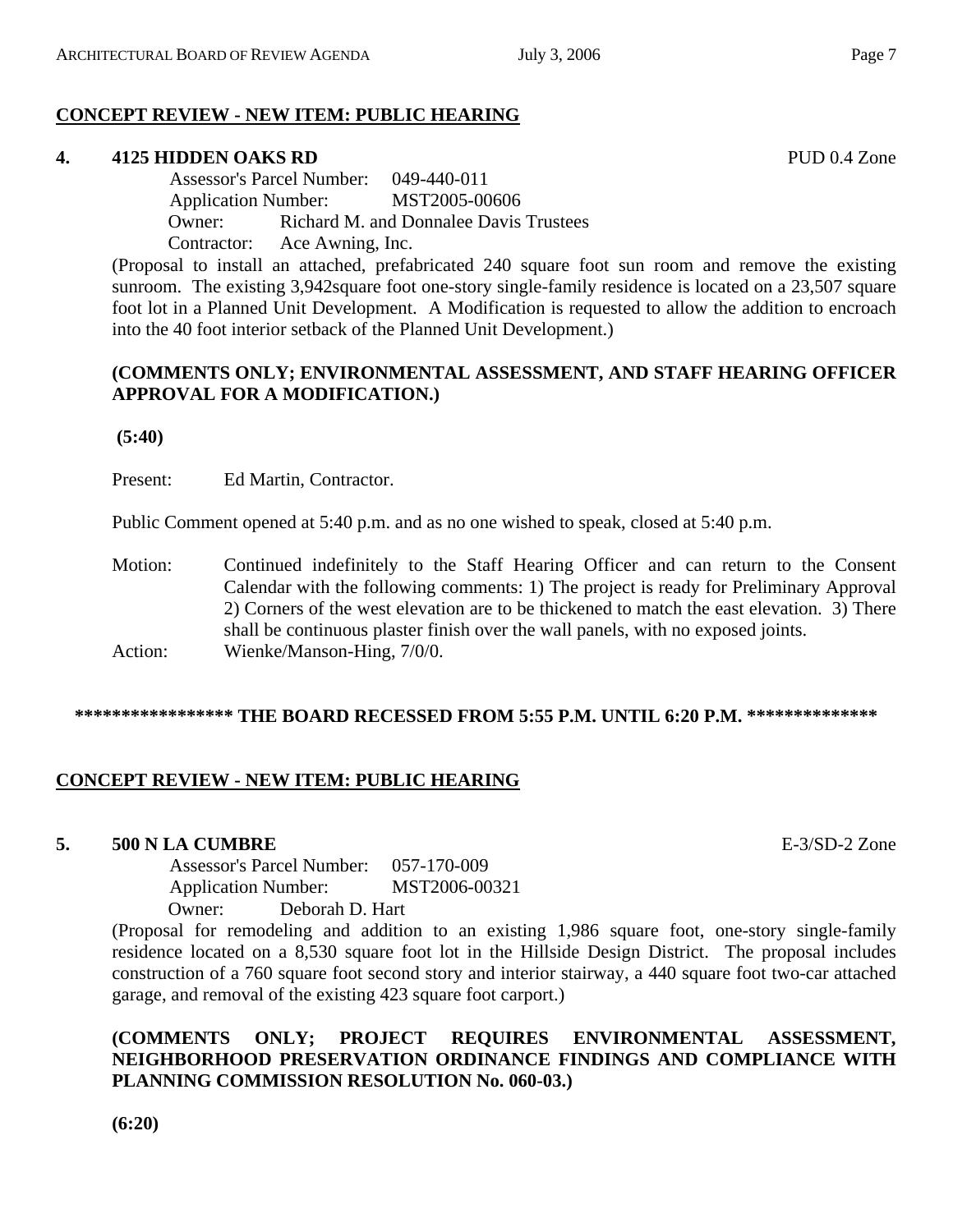## CONCEPT REVIEW - NEW ITEM: PUBLIC HEARING

**4. 4125 HIDDEN OAKS RD** PUD 0.4 Zone

Assessor's Parcel Number: 049-440-011
Application Number: MST2005-00606
Owner: Richard M. and Donnalee Davis Trustees
Contractor: Ace Awning, Inc.

(Proposal to install an attached, prefabricated 240 square foot sun room and remove the existing sunroom. The existing 3,942square foot one-story single-family residence is located on a 23,507 square foot lot in a Planned Unit Development. A Modification is requested to allow the addition to encroach into the 40 foot interior setback of the Planned Unit Development.)

**(COMMENTS ONLY; ENVIRONMENTAL ASSESSMENT, AND STAFF HEARING OFFICER APPROVAL FOR A MODIFICATION.)**

**(5:40)**

Present: Ed Martin, Contractor.

Public Comment opened at 5:40 p.m. and as no one wished to speak, closed at 5:40 p.m.

Motion: Continued indefinitely to the Staff Hearing Officer and can return to the Consent Calendar with the following comments: 1) The project is ready for Preliminary Approval 2) Corners of the west elevation are to be thickened to match the east elevation. 3) There shall be continuous plaster finish over the wall panels, with no exposed joints.

Action: Wienke/Manson-Hing, 7/0/0.

**\*\*\*\*\*\*\*\*\*\*\*\*\*\*\*\*\* THE BOARD RECESSED FROM 5:55 P.M. UNTIL 6:20 P.M. \*\*\*\*\*\*\*\*\*\*\*\*\*\***

## CONCEPT REVIEW - NEW ITEM: PUBLIC HEARING

**5. 500 N LA CUMBRE** E-3/SD-2 Zone

Assessor's Parcel Number: 057-170-009
Application Number: MST2006-00321
Owner: Deborah D. Hart

(Proposal for remodeling and addition to an existing 1,986 square foot, one-story single-family residence located on a 8,530 square foot lot in the Hillside Design District. The proposal includes construction of a 760 square foot second story and interior stairway, a 440 square foot two-car attached garage, and removal of the existing 423 square foot carport.)

**(COMMENTS ONLY; PROJECT REQUIRES ENVIRONMENTAL ASSESSMENT, NEIGHBORHOOD PRESERVATION ORDINANCE FINDINGS AND COMPLIANCE WITH PLANNING COMMISSION RESOLUTION No. 060-03.)**

**(6:20)**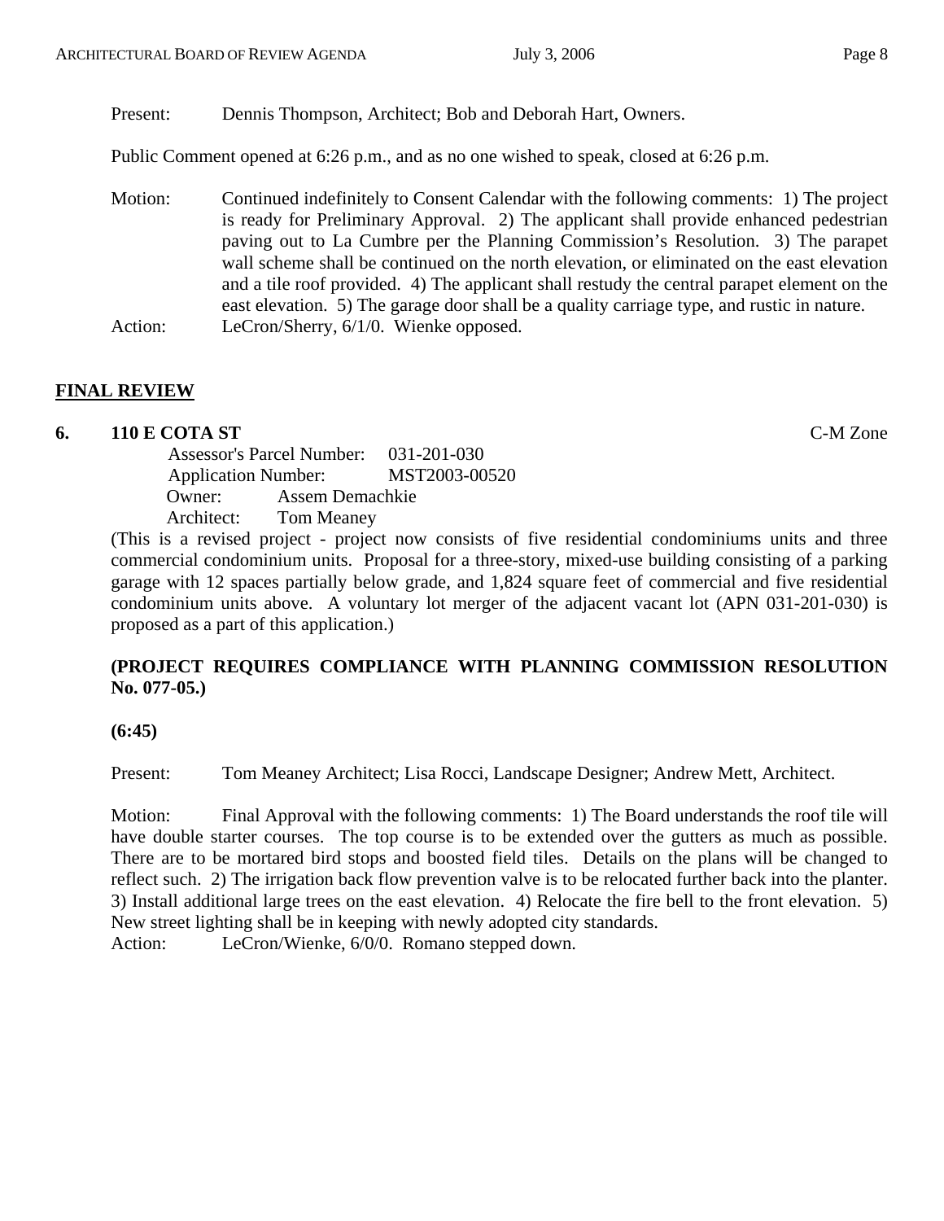Present: Dennis Thompson, Architect; Bob and Deborah Hart, Owners.

Public Comment opened at 6:26 p.m., and as no one wished to speak, closed at 6:26 p.m.

Motion: Continued indefinitely to Consent Calendar with the following comments: 1) The project is ready for Preliminary Approval. 2) The applicant shall provide enhanced pedestrian paving out to La Cumbre per the Planning Commission's Resolution. 3) The parapet wall scheme shall be continued on the north elevation, or eliminated on the east elevation and a tile roof provided. 4) The applicant shall restudy the central parapet element on the east elevation. 5) The garage door shall be a quality carriage type, and rustic in nature.

Action: LeCron/Sherry, 6/1/0. Wienke opposed.

## FINAL REVIEW

### 6. 110 E COTA ST — C-M Zone

Assessor's Parcel Number: 031-201-030
Application Number: MST2003-00520
Owner: Assem Demachkie
Architect: Tom Meaney

(This is a revised project - project now consists of five residential condominiums units and three commercial condominium units. Proposal for a three-story, mixed-use building consisting of a parking garage with 12 spaces partially below grade, and 1,824 square feet of commercial and five residential condominium units above. A voluntary lot merger of the adjacent vacant lot (APN 031-201-030) is proposed as a part of this application.)

**(PROJECT REQUIRES COMPLIANCE WITH PLANNING COMMISSION RESOLUTION No. 077-05.)**

**(6:45)**

Present: Tom Meaney Architect; Lisa Rocci, Landscape Designer; Andrew Mett, Architect.

Motion: Final Approval with the following comments: 1) The Board understands the roof tile will have double starter courses. The top course is to be extended over the gutters as much as possible. There are to be mortared bird stops and boosted field tiles. Details on the plans will be changed to reflect such. 2) The irrigation back flow prevention valve is to be relocated further back into the planter. 3) Install additional large trees on the east elevation. 4) Relocate the fire bell to the front elevation. 5) New street lighting shall be in keeping with newly adopted city standards.

Action: LeCron/Wienke, 6/0/0. Romano stepped down.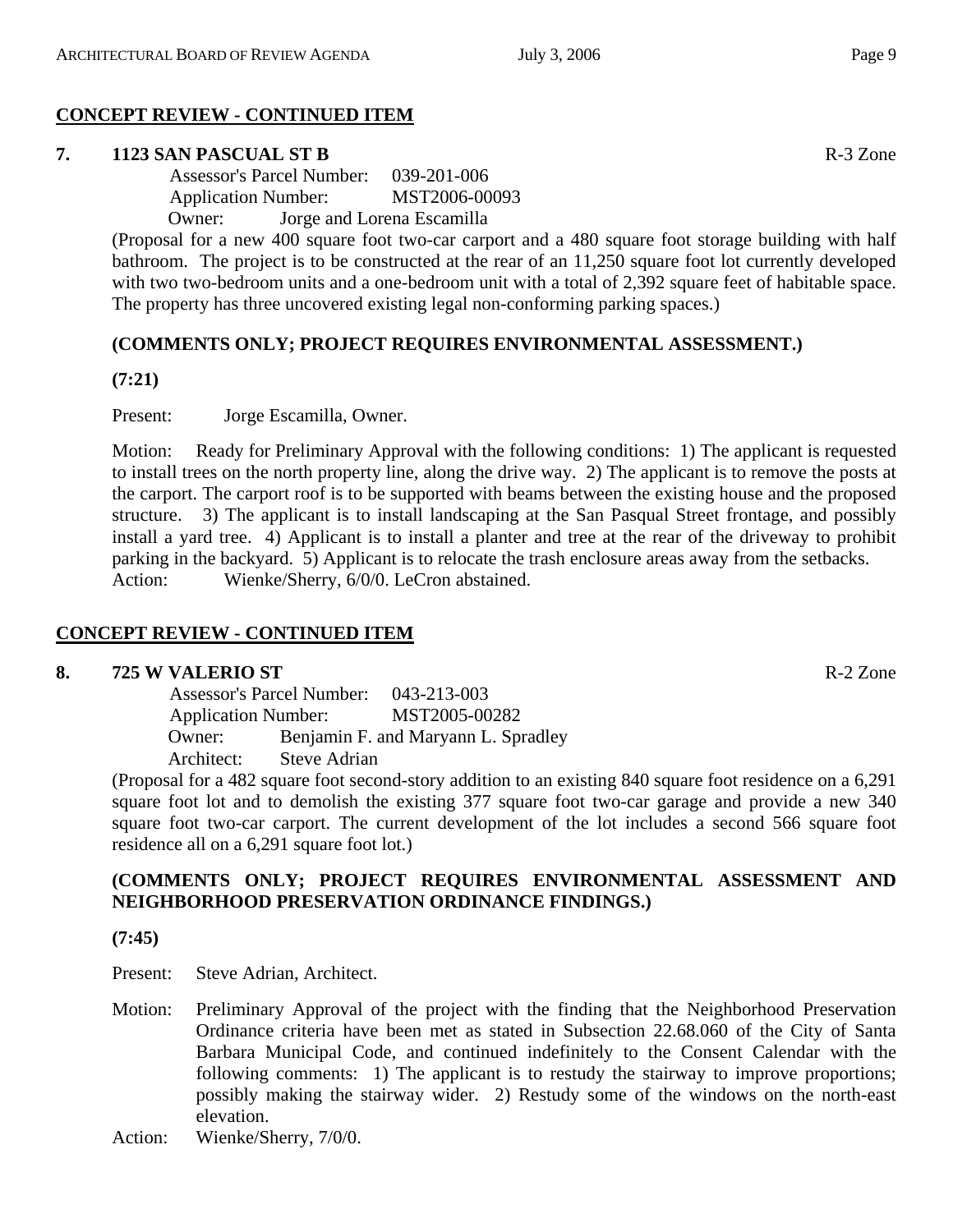## CONCEPT REVIEW - CONTINUED ITEM

**7. 1123 SAN PASCUAL ST B** R-3 Zone

Assessor's Parcel Number: 039-201-006
Application Number: MST2006-00093
Owner: Jorge and Lorena Escamilla

(Proposal for a new 400 square foot two-car carport and a 480 square foot storage building with half bathroom. The project is to be constructed at the rear of an 11,250 square foot lot currently developed with two two-bedroom units and a one-bedroom unit with a total of 2,392 square feet of habitable space. The property has three uncovered existing legal non-conforming parking spaces.)

**(COMMENTS ONLY; PROJECT REQUIRES ENVIRONMENTAL ASSESSMENT.)**

**(7:21)**

Present: Jorge Escamilla, Owner.

Motion: Ready for Preliminary Approval with the following conditions: 1) The applicant is requested to install trees on the north property line, along the drive way. 2) The applicant is to remove the posts at the carport. The carport roof is to be supported with beams between the existing house and the proposed structure. 3) The applicant is to install landscaping at the San Pasqual Street frontage, and possibly install a yard tree. 4) Applicant is to install a planter and tree at the rear of the driveway to prohibit parking in the backyard. 5) Applicant is to relocate the trash enclosure areas away from the setbacks.
Action: Wienke/Sherry, 6/0/0. LeCron abstained.

## CONCEPT REVIEW - CONTINUED ITEM

**8. 725 W VALERIO ST** R-2 Zone

Assessor's Parcel Number: 043-213-003
Application Number: MST2005-00282
Owner: Benjamin F. and Maryann L. Spradley
Architect: Steve Adrian

(Proposal for a 482 square foot second-story addition to an existing 840 square foot residence on a 6,291 square foot lot and to demolish the existing 377 square foot two-car garage and provide a new 340 square foot two-car carport. The current development of the lot includes a second 566 square foot residence all on a 6,291 square foot lot.)

**(COMMENTS ONLY; PROJECT REQUIRES ENVIRONMENTAL ASSESSMENT AND NEIGHBORHOOD PRESERVATION ORDINANCE FINDINGS.)**

**(7:45)**

Present: Steve Adrian, Architect.

Motion: Preliminary Approval of the project with the finding that the Neighborhood Preservation Ordinance criteria have been met as stated in Subsection 22.68.060 of the City of Santa Barbara Municipal Code, and continued indefinitely to the Consent Calendar with the following comments: 1) The applicant is to restudy the stairway to improve proportions; possibly making the stairway wider. 2) Restudy some of the windows on the north-east elevation.

Action: Wienke/Sherry, 7/0/0.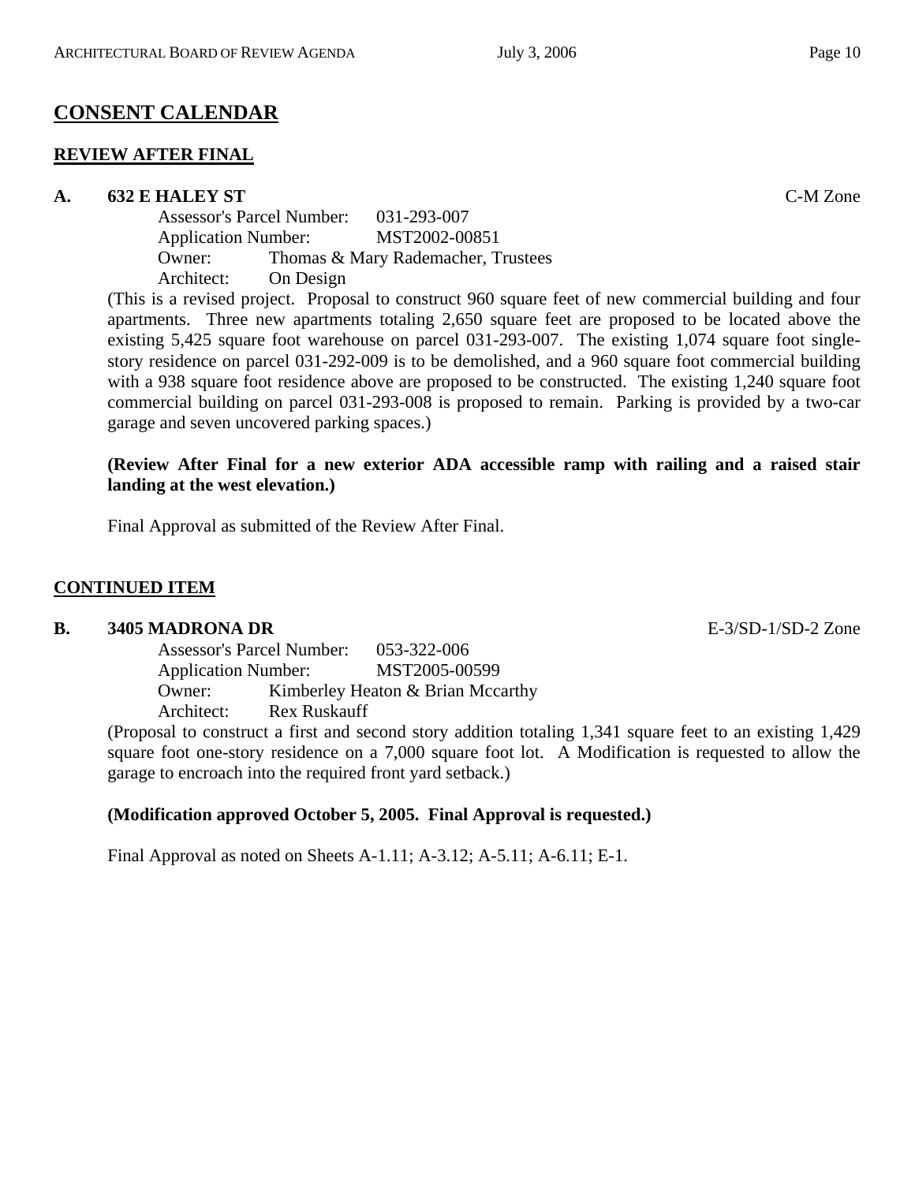## CONSENT CALENDAR

### REVIEW AFTER FINAL

**A. 632 E HALEY ST** C-M Zone

Assessor's Parcel Number: 031-293-007
Application Number: MST2002-00851
Owner: Thomas & Mary Rademacher, Trustees
Architect: On Design

(This is a revised project. Proposal to construct 960 square feet of new commercial building and four apartments. Three new apartments totaling 2,650 square feet are proposed to be located above the existing 5,425 square foot warehouse on parcel 031-293-007. The existing 1,074 square foot single-story residence on parcel 031-292-009 is to be demolished, and a 960 square foot commercial building with a 938 square foot residence above are proposed to be constructed. The existing 1,240 square foot commercial building on parcel 031-293-008 is proposed to remain. Parking is provided by a two-car garage and seven uncovered parking spaces.)

**(Review After Final for a new exterior ADA accessible ramp with railing and a raised stair landing at the west elevation.)**

Final Approval as submitted of the Review After Final.

### CONTINUED ITEM

**B. 3405 MADRONA DR** E-3/SD-1/SD-2 Zone

Assessor's Parcel Number: 053-322-006
Application Number: MST2005-00599
Owner: Kimberley Heaton & Brian Mccarthy
Architect: Rex Ruskauff

(Proposal to construct a first and second story addition totaling 1,341 square feet to an existing 1,429 square foot one-story residence on a 7,000 square foot lot. A Modification is requested to allow the garage to encroach into the required front yard setback.)

**(Modification approved October 5, 2005. Final Approval is requested.)**

Final Approval as noted on Sheets A-1.11; A-3.12; A-5.11; A-6.11; E-1.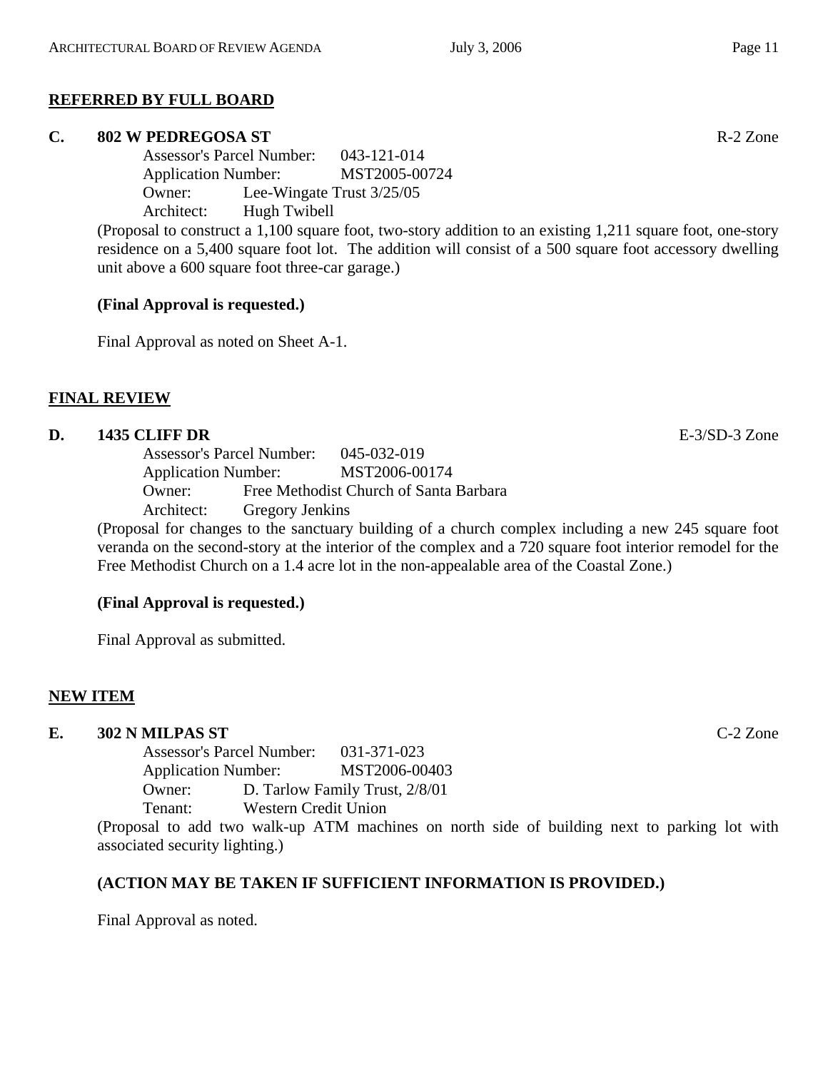## REFERRED BY FULL BOARD

**C. 802 W PEDREGOSA ST** R-2 Zone

Assessor's Parcel Number: 043-121-014
Application Number: MST2005-00724
Owner: Lee-Wingate Trust 3/25/05
Architect: Hugh Twibell

(Proposal to construct a 1,100 square foot, two-story addition to an existing 1,211 square foot, one-story residence on a 5,400 square foot lot. The addition will consist of a 500 square foot accessory dwelling unit above a 600 square foot three-car garage.)

**(Final Approval is requested.)**

Final Approval as noted on Sheet A-1.

## FINAL REVIEW

**D. 1435 CLIFF DR** E-3/SD-3 Zone

Assessor's Parcel Number: 045-032-019
Application Number: MST2006-00174
Owner: Free Methodist Church of Santa Barbara
Architect: Gregory Jenkins

(Proposal for changes to the sanctuary building of a church complex including a new 245 square foot veranda on the second-story at the interior of the complex and a 720 square foot interior remodel for the Free Methodist Church on a 1.4 acre lot in the non-appealable area of the Coastal Zone.)

**(Final Approval is requested.)**

Final Approval as submitted.

## NEW ITEM

**E. 302 N MILPAS ST** C-2 Zone

Assessor's Parcel Number: 031-371-023
Application Number: MST2006-00403
Owner: D. Tarlow Family Trust, 2/8/01
Tenant: Western Credit Union

(Proposal to add two walk-up ATM machines on north side of building next to parking lot with associated security lighting.)

**(ACTION MAY BE TAKEN IF SUFFICIENT INFORMATION IS PROVIDED.)**

Final Approval as noted.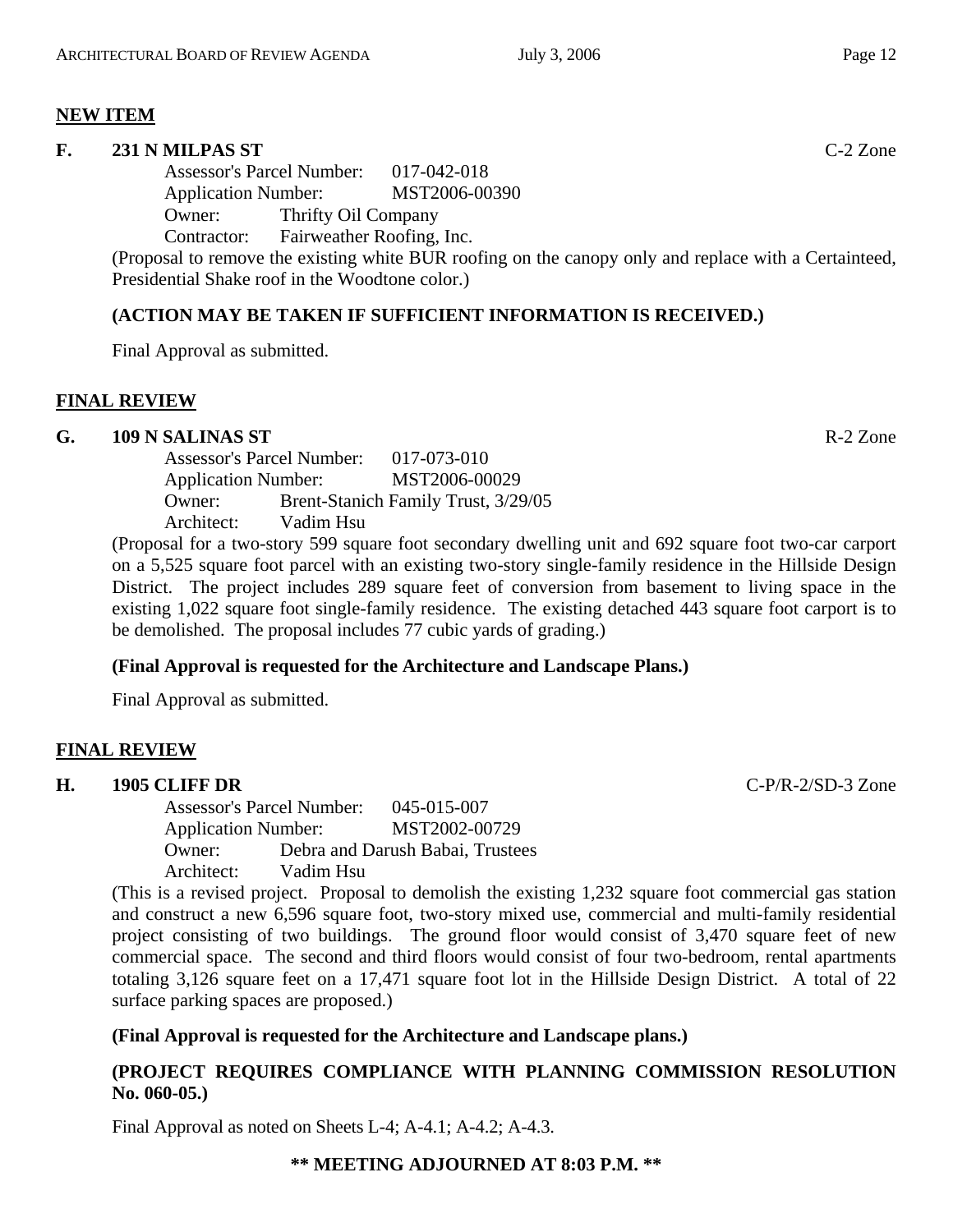## NEW ITEM

### F. 231 N MILPAS ST C-2 Zone

Assessor's Parcel Number: 017-042-018
Application Number: MST2006-00390
Owner: Thrifty Oil Company
Contractor: Fairweather Roofing, Inc.

(Proposal to remove the existing white BUR roofing on the canopy only and replace with a Certainteed, Presidential Shake roof in the Woodtone color.)

**(ACTION MAY BE TAKEN IF SUFFICIENT INFORMATION IS RECEIVED.)**

Final Approval as submitted.

## FINAL REVIEW

### G. 109 N SALINAS ST R-2 Zone

Assessor's Parcel Number: 017-073-010
Application Number: MST2006-00029
Owner: Brent-Stanich Family Trust, 3/29/05
Architect: Vadim Hsu

(Proposal for a two-story 599 square foot secondary dwelling unit and 692 square foot two-car carport on a 5,525 square foot parcel with an existing two-story single-family residence in the Hillside Design District. The project includes 289 square feet of conversion from basement to living space in the existing 1,022 square foot single-family residence. The existing detached 443 square foot carport is to be demolished. The proposal includes 77 cubic yards of grading.)

**(Final Approval is requested for the Architecture and Landscape Plans.)**

Final Approval as submitted.

## FINAL REVIEW

### H. 1905 CLIFF DR C-P/R-2/SD-3 Zone

Assessor's Parcel Number: 045-015-007
Application Number: MST2002-00729
Owner: Debra and Darush Babai, Trustees
Architect: Vadim Hsu

(This is a revised project. Proposal to demolish the existing 1,232 square foot commercial gas station and construct a new 6,596 square foot, two-story mixed use, commercial and multi-family residential project consisting of two buildings. The ground floor would consist of 3,470 square feet of new commercial space. The second and third floors would consist of four two-bedroom, rental apartments totaling 3,126 square feet on a 17,471 square foot lot in the Hillside Design District. A total of 22 surface parking spaces are proposed.)

**(Final Approval is requested for the Architecture and Landscape plans.)**

**(PROJECT REQUIRES COMPLIANCE WITH PLANNING COMMISSION RESOLUTION No. 060-05.)**

Final Approval as noted on Sheets L-4; A-4.1; A-4.2; A-4.3.

**\*\* MEETING ADJOURNED AT 8:03 P.M. \*\***